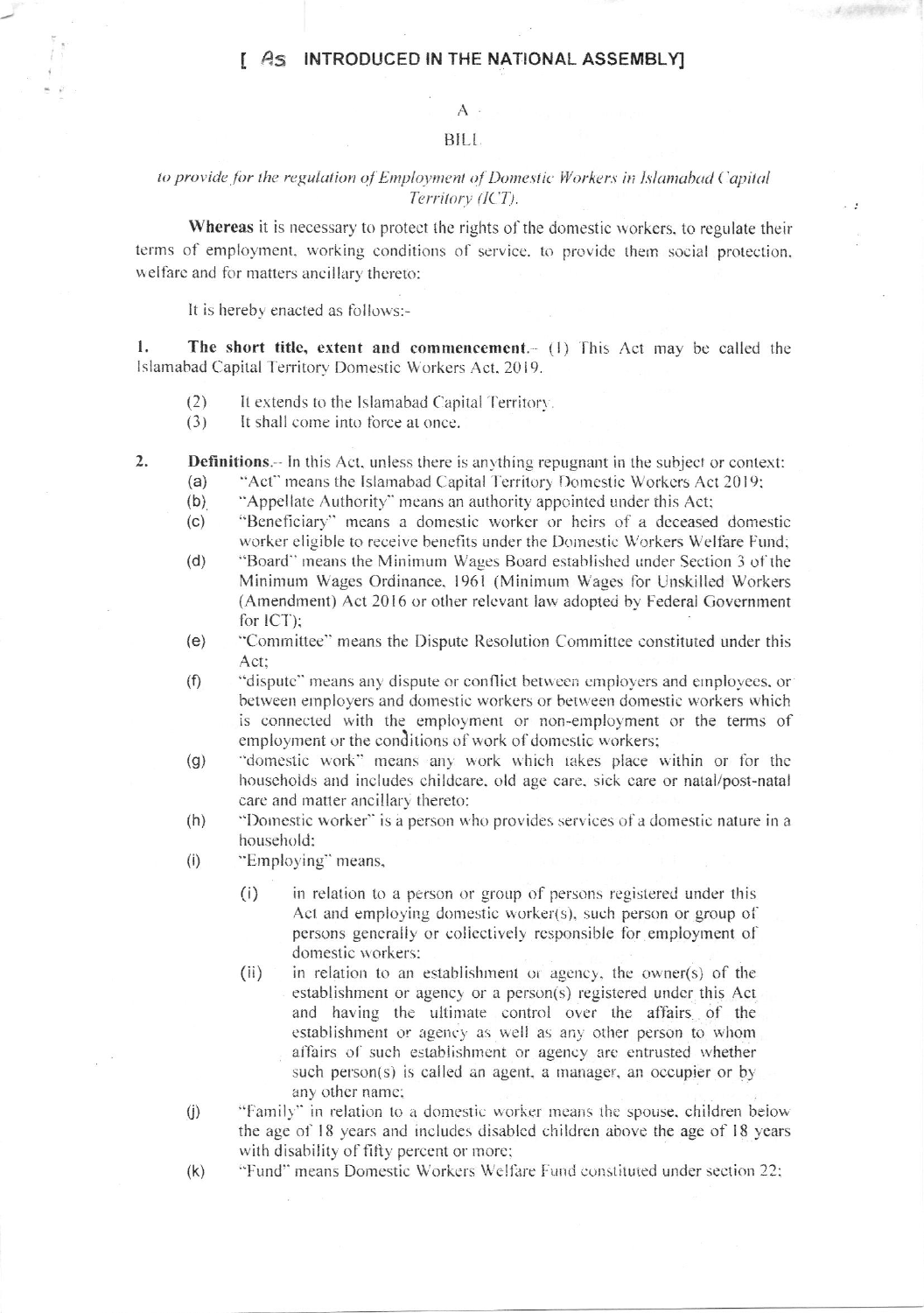[ As INTRODUCED IN THE NATIONAL ASSEMBLY]

A

BILL

*to provide for the regulation of Employment of Domestic Workers in Islamabad Capital Territory (ICT).*

**Whereas** it is necessary to protect the rights of the domestic workers, to regulate their terms of employment, working conditions of service, to provide them social protection, welfare and for matters ancillary thereto:

It is hereby enacted as follows:-

1. **The short title, extent and commencement**.- (1) This Act may be called the Islamabad Capital Territory Domestic Workers Act, 2019.

   (2) It extends to the Islamabad Capital Territory.

   (3) It shall come into force at once.

2. **Definitions**.- In this Act, unless there is anything repugnant in the subject or context:

   (a) "Act" means the Islamabad Capital Territory Domestic Workers Act 2019;

   (b) "Appellate Authority" means an authority appointed under this Act;

   (c) "Beneficiary" means a domestic worker or heirs of a deceased domestic worker eligible to receive benefits under the Domestic Workers Welfare Fund;

   (d) "Board" means the Minimum Wages Board established under Section 3 of the Minimum Wages Ordinance, 1961 (Minimum Wages for Unskilled Workers (Amendment) Act 2016 or other relevant law adopted by Federal Government for ICT);

   (e) "Committee" means the Dispute Resolution Committee constituted under this Act;

   (f) "dispute" means any dispute or conflict between employers and employees, or between employers and domestic workers or between domestic workers which is connected with the employment or non-employment or the terms of employment or the conditions of work of domestic workers;

   (g) "domestic work" means any work which takes place within or for the households and includes childcare, old age care, sick care or natal/post-natal care and matter ancillary thereto:

   (h) "Domestic worker" is a person who provides services of a domestic nature in a household;

   (i) "Employing" means,

      (i) in relation to a person or group of persons registered under this Act and employing domestic worker(s), such person or group of persons generally or collectively responsible for employment of domestic workers:

      (ii) in relation to an establishment or agency, the owner(s) of the establishment or agency or a person(s) registered under this Act and having the ultimate control over the affairs of the establishment or agency as well as any other person to whom affairs of such establishment or agency are entrusted whether such person(s) is called an agent, a manager, an occupier or by any other name;

   (j) "Family" in relation to a domestic worker means the spouse, children below the age of 18 years and includes disabled children above the age of 18 years with disability of fifty percent or more;

   (k) "Fund" means Domestic Workers Welfare Fund constituted under section 22;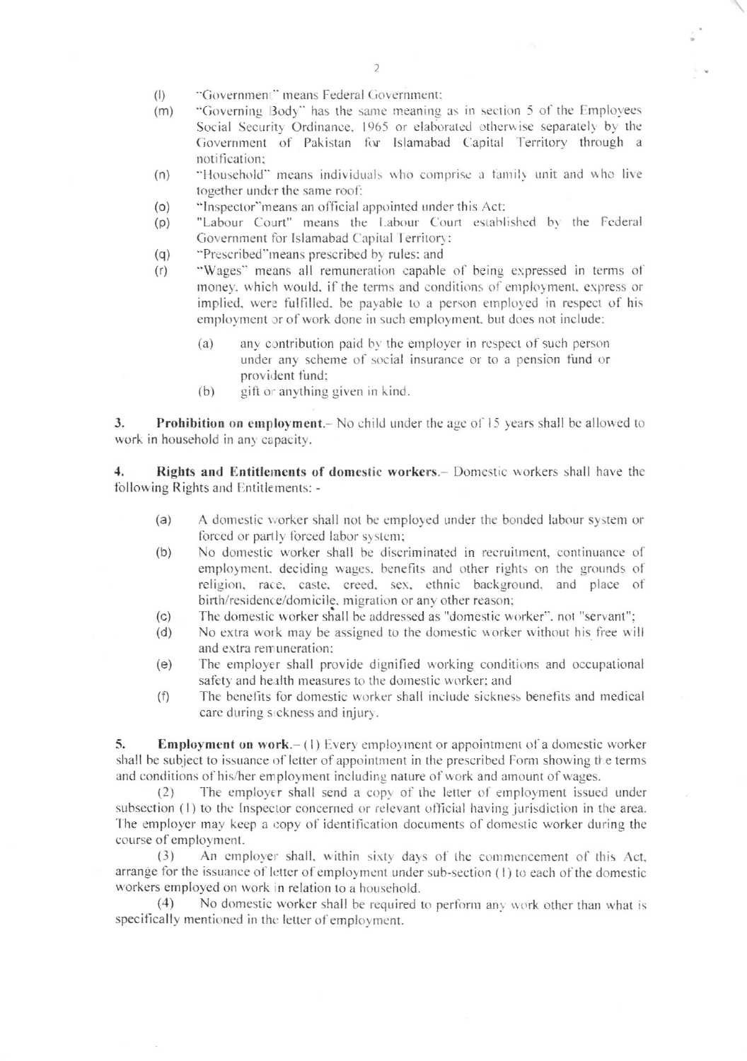(l) "Government" means Federal Government;

(m) "Governing Body" has the same meaning as in section 5 of the Employees Social Security Ordinance, 1965 or elaborated otherwise separately by the Government of Pakistan for Islamabad Capital Territory through a notification;

(n) "Household" means individuals who comprise a family unit and who live together under the same roof;

(o) "Inspector" means an official appointed under this Act;

(p) "Labour Court" means the Labour Court established by the Federal Government for Islamabad Capital Territory;

(q) "Prescribed" means prescribed by rules; and

(r) "Wages" means all remuneration capable of being expressed in terms of money, which would, if the terms and conditions of employment, express or implied, were fulfilled, be payable to a person employed in respect of his employment or of work done in such employment, but does not include:

  (a) any contribution paid by the employer in respect of such person under any scheme of social insurance or to a pension fund or provident fund;

  (b) gift or anything given in kind.

**3. Prohibition on employment.**– No child under the age of 15 years shall be allowed to work in household in any capacity.

**4. Rights and Entitlements of domestic workers.**– Domestic workers shall have the following Rights and Entitlements: -

(a) A domestic worker shall not be employed under the bonded labour system or forced or partly forced labor system;

(b) No domestic worker shall be discriminated in recruitment, continuance of employment, deciding wages, benefits and other rights on the grounds of religion, race, caste, creed, sex, ethnic background, and place of birth/residence/domicile, migration or any other reason;

(c) The domestic worker shall be addressed as "domestic worker", not "servant";

(d) No extra work may be assigned to the domestic worker without his free will and extra remuneration;

(e) The employer shall provide dignified working conditions and occupational safety and health measures to the domestic worker; and

(f) The benefits for domestic worker shall include sickness benefits and medical care during sickness and injury.

**5. Employment on work.**– (1) Every employment or appointment of a domestic worker shall be subject to issuance of letter of appointment in the prescribed Form showing the terms and conditions of his/her employment including nature of work and amount of wages.

(2) The employer shall send a copy of the letter of employment issued under subsection (1) to the Inspector concerned or relevant official having jurisdiction in the area. The employer may keep a copy of identification documents of domestic worker during the course of employment.

(3) An employer shall, within sixty days of the commencement of this Act, arrange for the issuance of letter of employment under sub-section (1) to each of the domestic workers employed on work in relation to a household.

(4) No domestic worker shall be required to perform any work other than what is specifically mentioned in the letter of employment.